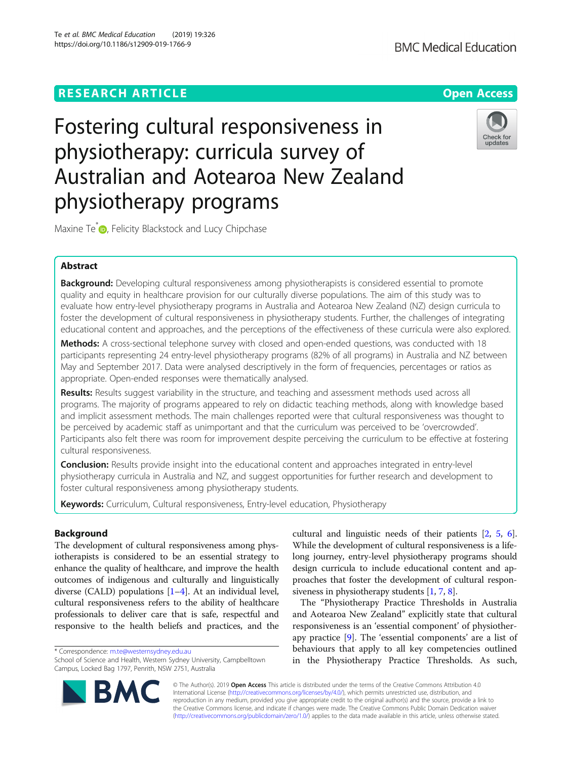RESEARCH ARTICLE

Open Access

# Fostering cultural responsiveness in physiotherapy: curricula survey of Australian and Aotearoa New Zealand physiotherapy programs

Maxine Te*, Felicity Blackstock and Lucy Chipchase

## Abstract

**Background:** Developing cultural responsiveness among physiotherapists is considered essential to promote quality and equity in healthcare provision for our culturally diverse populations. The aim of this study was to evaluate how entry-level physiotherapy programs in Australia and Aotearoa New Zealand (NZ) design curricula to foster the development of cultural responsiveness in physiotherapy students. Further, the challenges of integrating educational content and approaches, and the perceptions of the effectiveness of these curricula were also explored.

**Methods:** A cross-sectional telephone survey with closed and open-ended questions, was conducted with 18 participants representing 24 entry-level physiotherapy programs (82% of all programs) in Australia and NZ between May and September 2017. Data were analysed descriptively in the form of frequencies, percentages or ratios as appropriate. Open-ended responses were thematically analysed.

**Results:** Results suggest variability in the structure, and teaching and assessment methods used across all programs. The majority of programs appeared to rely on didactic teaching methods, along with knowledge based and implicit assessment methods. The main challenges reported were that cultural responsiveness was thought to be perceived by academic staff as unimportant and that the curriculum was perceived to be 'overcrowded'. Participants also felt there was room for improvement despite perceiving the curriculum to be effective at fostering cultural responsiveness.

**Conclusion:** Results provide insight into the educational content and approaches integrated in entry-level physiotherapy curricula in Australia and NZ, and suggest opportunities for further research and development to foster cultural responsiveness among physiotherapy students.

**Keywords:** Curriculum, Cultural responsiveness, Entry-level education, Physiotherapy

## Background

The development of cultural responsiveness among physiotherapists is considered to be an essential strategy to enhance the quality of healthcare, and improve the health outcomes of indigenous and culturally and linguistically diverse (CALD) populations [1–4]. At an individual level, cultural responsiveness refers to the ability of healthcare professionals to deliver care that is safe, respectful and responsive to the health beliefs and practices, and the cultural and linguistic needs of their patients [2, 5, 6]. While the development of cultural responsiveness is a lifelong journey, entry-level physiotherapy programs should design curricula to include educational content and approaches that foster the development of cultural responsiveness in physiotherapy students [1, 7, 8].

The "Physiotherapy Practice Thresholds in Australia and Aotearoa New Zealand" explicitly state that cultural responsiveness is an 'essential component' of physiotherapy practice [9]. The 'essential components' are a list of behaviours that apply to all key competencies outlined in the Physiotherapy Practice Thresholds. As such,

* Correspondence: m.te@westernsydney.edu.au
School of Science and Health, Western Sydney University, Campbelltown Campus, Locked Bag 1797, Penrith, NSW 2751, Australia

© The Author(s). 2019 **Open Access** This article is distributed under the terms of the Creative Commons Attribution 4.0 International License (http://creativecommons.org/licenses/by/4.0/), which permits unrestricted use, distribution, and reproduction in any medium, provided you give appropriate credit to the original author(s) and the source, provide a link to the Creative Commons license, and indicate if changes were made. The Creative Commons Public Domain Dedication waiver (http://creativecommons.org/publicdomain/zero/1.0/) applies to the data made available in this article, unless otherwise stated.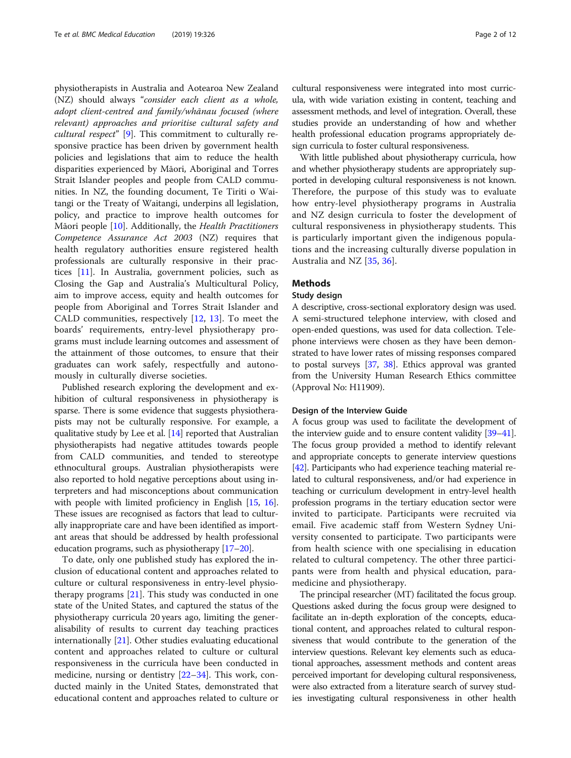physiotherapists in Australia and Aotearoa New Zealand (NZ) should always "*consider each client as a whole, adopt client-centred and family/whānau focused (where relevant) approaches and prioritise cultural safety and cultural respect*" [9]. This commitment to culturally responsive practice has been driven by government health policies and legislations that aim to reduce the health disparities experienced by Māori, Aboriginal and Torres Strait Islander peoples and people from CALD communities. In NZ, the founding document, Te Tiriti o Waitangi or the Treaty of Waitangi, underpins all legislation, policy, and practice to improve health outcomes for Māori people [10]. Additionally, the *Health Practitioners Competence Assurance Act 2003* (NZ) requires that health regulatory authorities ensure registered health professionals are culturally responsive in their practices [11]. In Australia, government policies, such as Closing the Gap and Australia's Multicultural Policy, aim to improve access, equity and health outcomes for people from Aboriginal and Torres Strait Islander and CALD communities, respectively [12, 13]. To meet the boards' requirements, entry-level physiotherapy programs must include learning outcomes and assessment of the attainment of those outcomes, to ensure that their graduates can work safely, respectfully and autonomously in culturally diverse societies.

Published research exploring the development and exhibition of cultural responsiveness in physiotherapy is sparse. There is some evidence that suggests physiotherapists may not be culturally responsive. For example, a qualitative study by Lee et al. [14] reported that Australian physiotherapists had negative attitudes towards people from CALD communities, and tended to stereotype ethnocultural groups. Australian physiotherapists were also reported to hold negative perceptions about using interpreters and had misconceptions about communication with people with limited proficiency in English [15, 16]. These issues are recognised as factors that lead to culturally inappropriate care and have been identified as important areas that should be addressed by health professional education programs, such as physiotherapy [17–20].

To date, only one published study has explored the inclusion of educational content and approaches related to culture or cultural responsiveness in entry-level physiotherapy programs [21]. This study was conducted in one state of the United States, and captured the status of the physiotherapy curricula 20 years ago, limiting the generalisability of results to current day teaching practices internationally [21]. Other studies evaluating educational content and approaches related to culture or cultural responsiveness in the curricula have been conducted in medicine, nursing or dentistry [22–34]. This work, conducted mainly in the United States, demonstrated that educational content and approaches related to culture or cultural responsiveness were integrated into most curricula, with wide variation existing in content, teaching and assessment methods, and level of integration. Overall, these studies provide an understanding of how and whether health professional education programs appropriately design curricula to foster cultural responsiveness.

With little published about physiotherapy curricula, how and whether physiotherapy students are appropriately supported in developing cultural responsiveness is not known. Therefore, the purpose of this study was to evaluate how entry-level physiotherapy programs in Australia and NZ design curricula to foster the development of cultural responsiveness in physiotherapy students. This is particularly important given the indigenous populations and the increasing culturally diverse population in Australia and NZ [35, 36].

## Methods

### Study design

A descriptive, cross-sectional exploratory design was used. A semi-structured telephone interview, with closed and open-ended questions, was used for data collection. Telephone interviews were chosen as they have been demonstrated to have lower rates of missing responses compared to postal surveys [37, 38]. Ethics approval was granted from the University Human Research Ethics committee (Approval No: H11909).

### Design of the Interview Guide

A focus group was used to facilitate the development of the interview guide and to ensure content validity [39–41]. The focus group provided a method to identify relevant and appropriate concepts to generate interview questions [42]. Participants who had experience teaching material related to cultural responsiveness, and/or had experience in teaching or curriculum development in entry-level health profession programs in the tertiary education sector were invited to participate. Participants were recruited via email. Five academic staff from Western Sydney University consented to participate. Two participants were from health science with one specialising in education related to cultural competency. The other three participants were from health and physical education, paramedicine and physiotherapy.

The principal researcher (MT) facilitated the focus group. Questions asked during the focus group were designed to facilitate an in-depth exploration of the concepts, educational content, and approaches related to cultural responsiveness that would contribute to the generation of the interview questions. Relevant key elements such as educational approaches, assessment methods and content areas perceived important for developing cultural responsiveness, were also extracted from a literature search of survey studies investigating cultural responsiveness in other health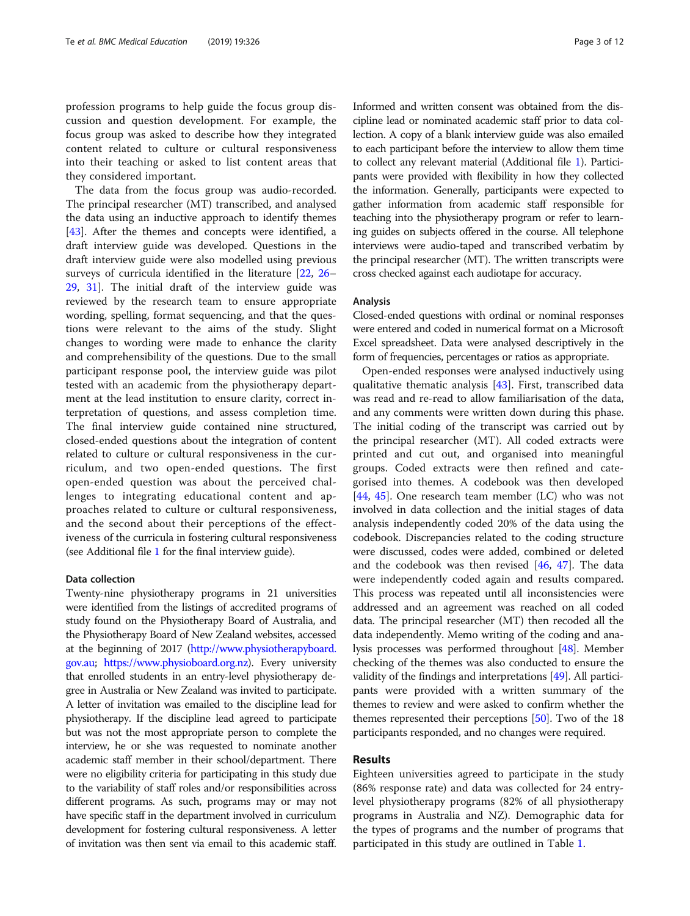profession programs to help guide the focus group discussion and question development. For example, the focus group was asked to describe how they integrated content related to culture or cultural responsiveness into their teaching or asked to list content areas that they considered important.

The data from the focus group was audio-recorded. The principal researcher (MT) transcribed, and analysed the data using an inductive approach to identify themes [43]. After the themes and concepts were identified, a draft interview guide was developed. Questions in the draft interview guide were also modelled using previous surveys of curricula identified in the literature [22, 26–29, 31]. The initial draft of the interview guide was reviewed by the research team to ensure appropriate wording, spelling, format sequencing, and that the questions were relevant to the aims of the study. Slight changes to wording were made to enhance the clarity and comprehensibility of the questions. Due to the small participant response pool, the interview guide was pilot tested with an academic from the physiotherapy department at the lead institution to ensure clarity, correct interpretation of questions, and assess completion time. The final interview guide contained nine structured, closed-ended questions about the integration of content related to culture or cultural responsiveness in the curriculum, and two open-ended questions. The first open-ended question was about the perceived challenges to integrating educational content and approaches related to culture or cultural responsiveness, and the second about their perceptions of the effectiveness of the curricula in fostering cultural responsiveness (see Additional file 1 for the final interview guide).

### Data collection

Twenty-nine physiotherapy programs in 21 universities were identified from the listings of accredited programs of study found on the Physiotherapy Board of Australia, and the Physiotherapy Board of New Zealand websites, accessed at the beginning of 2017 (http://www.physiotherapyboard.gov.au; https://www.physioboard.org.nz). Every university that enrolled students in an entry-level physiotherapy degree in Australia or New Zealand was invited to participate. A letter of invitation was emailed to the discipline lead for physiotherapy. If the discipline lead agreed to participate but was not the most appropriate person to complete the interview, he or she was requested to nominate another academic staff member in their school/department. There were no eligibility criteria for participating in this study due to the variability of staff roles and/or responsibilities across different programs. As such, programs may or may not have specific staff in the department involved in curriculum development for fostering cultural responsiveness. A letter of invitation was then sent via email to this academic staff. Informed and written consent was obtained from the discipline lead or nominated academic staff prior to data collection. A copy of a blank interview guide was also emailed to each participant before the interview to allow them time to collect any relevant material (Additional file 1). Participants were provided with flexibility in how they collected the information. Generally, participants were expected to gather information from academic staff responsible for teaching into the physiotherapy program or refer to learning guides on subjects offered in the course. All telephone interviews were audio-taped and transcribed verbatim by the principal researcher (MT). The written transcripts were cross checked against each audiotape for accuracy.

### Analysis

Closed-ended questions with ordinal or nominal responses were entered and coded in numerical format on a Microsoft Excel spreadsheet. Data were analysed descriptively in the form of frequencies, percentages or ratios as appropriate.

Open-ended responses were analysed inductively using qualitative thematic analysis [43]. First, transcribed data was read and re-read to allow familiarisation of the data, and any comments were written down during this phase. The initial coding of the transcript was carried out by the principal researcher (MT). All coded extracts were printed and cut out, and organised into meaningful groups. Coded extracts were then refined and categorised into themes. A codebook was then developed [44, 45]. One research team member (LC) who was not involved in data collection and the initial stages of data analysis independently coded 20% of the data using the codebook. Discrepancies related to the coding structure were discussed, codes were added, combined or deleted and the codebook was then revised [46, 47]. The data were independently coded again and results compared. This process was repeated until all inconsistencies were addressed and an agreement was reached on all coded data. The principal researcher (MT) then recoded all the data independently. Memo writing of the coding and analysis processes was performed throughout [48]. Member checking of the themes was also conducted to ensure the validity of the findings and interpretations [49]. All participants were provided with a written summary of the themes to review and were asked to confirm whether the themes represented their perceptions [50]. Two of the 18 participants responded, and no changes were required.

## Results

Eighteen universities agreed to participate in the study (86% response rate) and data was collected for 24 entry-level physiotherapy programs (82% of all physiotherapy programs in Australia and NZ). Demographic data for the types of programs and the number of programs that participated in this study are outlined in Table 1.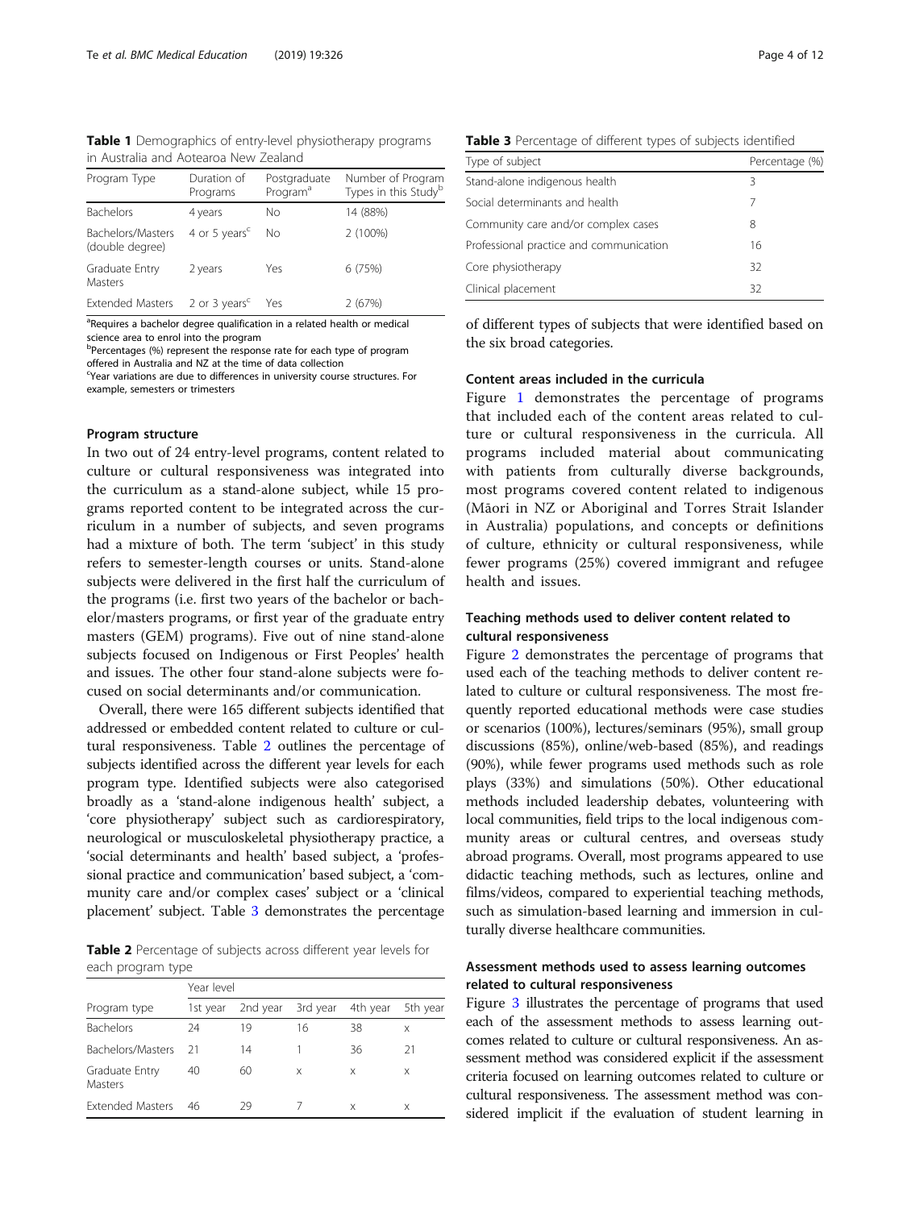**Table 1** Demographics of entry-level physiotherapy programs in Australia and Aotearoa New Zealand

| Program Type | Duration of Programs | Postgraduate Program[a] | Number of Program Types in this Study[b] |
|---|---|---|---|
| Bachelors | 4 years | No | 14 (88%) |
| Bachelors/Masters (double degree) | 4 or 5 years[c] | No | 2 (100%) |
| Graduate Entry Masters | 2 years | Yes | 6 (75%) |
| Extended Masters | 2 or 3 years[c] | Yes | 2 (67%) |

[a]Requires a bachelor degree qualification in a related health or medical science area to enrol into the program

[b]Percentages (%) represent the response rate for each type of program offered in Australia and NZ at the time of data collection

[c]Year variations are due to differences in university course structures. For example, semesters or trimesters

### Program structure

In two out of 24 entry-level programs, content related to culture or cultural responsiveness was integrated into the curriculum as a stand-alone subject, while 15 programs reported content to be integrated across the curriculum in a number of subjects, and seven programs had a mixture of both. The term 'subject' in this study refers to semester-length courses or units. Stand-alone subjects were delivered in the first half the curriculum of the programs (i.e. first two years of the bachelor or bachelor/masters programs, or first year of the graduate entry masters (GEM) programs). Five out of nine stand-alone subjects focused on Indigenous or First Peoples' health and issues. The other four stand-alone subjects were focused on social determinants and/or communication.

Overall, there were 165 different subjects identified that addressed or embedded content related to culture or cultural responsiveness. Table 2 outlines the percentage of subjects identified across the different year levels for each program type. Identified subjects were also categorised broadly as a 'stand-alone indigenous health' subject, a 'core physiotherapy' subject such as cardiorespiratory, neurological or musculoskeletal physiotherapy practice, a 'social determinants and health' based subject, a 'professional practice and communication' based subject, a 'community care and/or complex cases' subject or a 'clinical placement' subject. Table 3 demonstrates the percentage of different types of subjects that were identified based on the six broad categories.

**Table 2** Percentage of subjects across different year levels for each program type

| | Year level | | | | |
|---|---|---|---|---|---|
| Program type | 1st year | 2nd year | 3rd year | 4th year | 5th year |
| Bachelors | 24 | 19 | 16 | 38 | x |
| Bachelors/Masters | 21 | 14 | 1 | 36 | 21 |
| Graduate Entry Masters | 40 | 60 | x | x | x |
| Extended Masters | 46 | 29 | 7 | x | x |

**Table 3** Percentage of different types of subjects identified

| Type of subject | Percentage (%) |
|---|---|
| Stand-alone indigenous health | 3 |
| Social determinants and health | 7 |
| Community care and/or complex cases | 8 |
| Professional practice and communication | 16 |
| Core physiotherapy | 32 |
| Clinical placement | 32 |

### Content areas included in the curricula

Figure 1 demonstrates the percentage of programs that included each of the content areas related to culture or cultural responsiveness in the curricula. All programs included material about communicating with patients from culturally diverse backgrounds, most programs covered content related to indigenous (Māori in NZ or Aboriginal and Torres Strait Islander in Australia) populations, and concepts or definitions of culture, ethnicity or cultural responsiveness, while fewer programs (25%) covered immigrant and refugee health and issues.

### Teaching methods used to deliver content related to cultural responsiveness

Figure 2 demonstrates the percentage of programs that used each of the teaching methods to deliver content related to culture or cultural responsiveness. The most frequently reported educational methods were case studies or scenarios (100%), lectures/seminars (95%), small group discussions (85%), online/web-based (85%), and readings (90%), while fewer programs used methods such as role plays (33%) and simulations (50%). Other educational methods included leadership debates, volunteering with local communities, field trips to the local indigenous community areas or cultural centres, and overseas study abroad programs. Overall, most programs appeared to use didactic teaching methods, such as lectures, online and films/videos, compared to experiential teaching methods, such as simulation-based learning and immersion in culturally diverse healthcare communities.

### Assessment methods used to assess learning outcomes related to cultural responsiveness

Figure 3 illustrates the percentage of programs that used each of the assessment methods to assess learning outcomes related to culture or cultural responsiveness. An assessment method was considered explicit if the assessment criteria focused on learning outcomes related to culture or cultural responsiveness. The assessment method was considered implicit if the evaluation of student learning in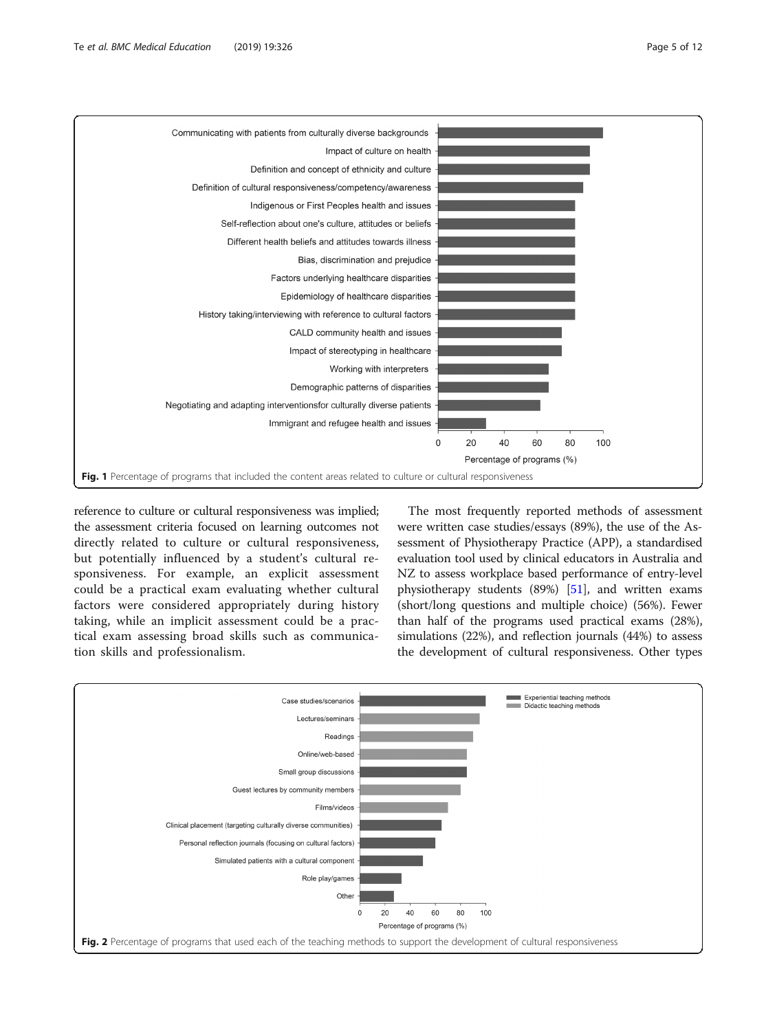Communicating with patients from culturally diverse backgrounds
Impact of culture on health
Definition and concept of ethnicity and culture
Definition of cultural responsiveness/competency/awareness
Indigenous or First Peoples health and issues
Self-reflection about one's culture, attitudes or beliefs
Different health beliefs and attitudes towards illness
Bias, discrimination and prejudice
Factors underlying healthcare disparities
Epidemiology of healthcare disparities
History taking/interviewing with reference to cultural factors
CALD community health and issues
Impact of stereotyping in healthcare
Working with interpreters
Demographic patterns of disparities
Negotiating and adapting interventionsfor culturally diverse patients
Immigrant and refugee health and issues

0 20 40 60 80 100

Percentage of programs (%)

**Fig. 1** Percentage of programs that included the content areas related to culture or cultural responsiveness

reference to culture or cultural responsiveness was implied; the assessment criteria focused on learning outcomes not directly related to culture or cultural responsiveness, but potentially influenced by a student's cultural responsiveness. For example, an explicit assessment could be a practical exam evaluating whether cultural factors were considered appropriately during history taking, while an implicit assessment could be a practical exam assessing broad skills such as communication skills and professionalism.

The most frequently reported methods of assessment were written case studies/essays (89%), the use of the Assessment of Physiotherapy Practice (APP), a standardised evaluation tool used by clinical educators in Australia and NZ to assess workplace based performance of entry-level physiotherapy students (89%) [51], and written exams (short/long questions and multiple choice) (56%). Fewer than half of the programs used practical exams (28%), simulations (22%), and reflection journals (44%) to assess the development of cultural responsiveness. Other types

Experiential teaching methods
Didactic teaching methods

Case studies/scenarios
Lectures/seminars
Readings
Online/web-based
Small group discussions
Guest lectures by community members
Films/videos
Clinical placement (targeting culturally diverse communities)
Personal reflection journals (focusing on cultural factors)
Simulated patients with a cultural component
Role play/games
Other

0 20 40 60 80 100

Percentage of programs (%)

**Fig. 2** Percentage of programs that used each of the teaching methods to support the development of cultural responsiveness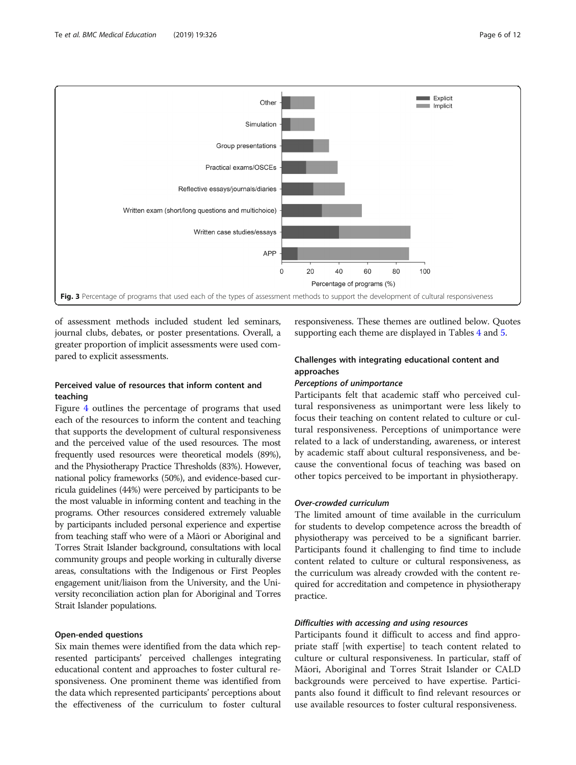Other

Simulation

Group presentations

Practical exams/OSCEs

Reflective essays/journals/diaries

Written exam (short/long questions and multichoice)

Written case studies/essays

APP

Explicit

Implicit

0 20 40 60 80 100

Percentage of programs (%)

**Fig. 3** Percentage of programs that used each of the types of assessment methods to support the development of cultural responsiveness

of assessment methods included student led seminars, journal clubs, debates, or poster presentations. Overall, a greater proportion of implicit assessments were used compared to explicit assessments.

### Perceived value of resources that inform content and teaching

Figure 4 outlines the percentage of programs that used each of the resources to inform the content and teaching that supports the development of cultural responsiveness and the perceived value of the used resources. The most frequently used resources were theoretical models (89%), and the Physiotherapy Practice Thresholds (83%). However, national policy frameworks (50%), and evidence-based curricula guidelines (44%) were perceived by participants to be the most valuable in informing content and teaching in the programs. Other resources considered extremely valuable by participants included personal experience and expertise from teaching staff who were of a Māori or Aboriginal and Torres Strait Islander background, consultations with local community groups and people working in culturally diverse areas, consultations with the Indigenous or First Peoples engagement unit/liaison from the University, and the University reconciliation action plan for Aboriginal and Torres Strait Islander populations.

### Open-ended questions

Six main themes were identified from the data which represented participants' perceived challenges integrating educational content and approaches to foster cultural responsiveness. One prominent theme was identified from the data which represented participants' perceptions about the effectiveness of the curriculum to foster cultural responsiveness. These themes are outlined below. Quotes supporting each theme are displayed in Tables 4 and 5.

### Challenges with integrating educational content and approaches

#### *Perceptions of unimportance*

Participants felt that academic staff who perceived cultural responsiveness as unimportant were less likely to focus their teaching on content related to culture or cultural responsiveness. Perceptions of unimportance were related to a lack of understanding, awareness, or interest by academic staff about cultural responsiveness, and because the conventional focus of teaching was based on other topics perceived to be important in physiotherapy.

#### *Over-crowded curriculum*

The limited amount of time available in the curriculum for students to develop competence across the breadth of physiotherapy was perceived to be a significant barrier. Participants found it challenging to find time to include content related to culture or cultural responsiveness, as the curriculum was already crowded with the content required for accreditation and competence in physiotherapy practice.

#### *Difficulties with accessing and using resources*

Participants found it difficult to access and find appropriate staff [with expertise] to teach content related to culture or cultural responsiveness. In particular, staff of Māori, Aboriginal and Torres Strait Islander or CALD backgrounds were perceived to have expertise. Participants also found it difficult to find relevant resources or use available resources to foster cultural responsiveness.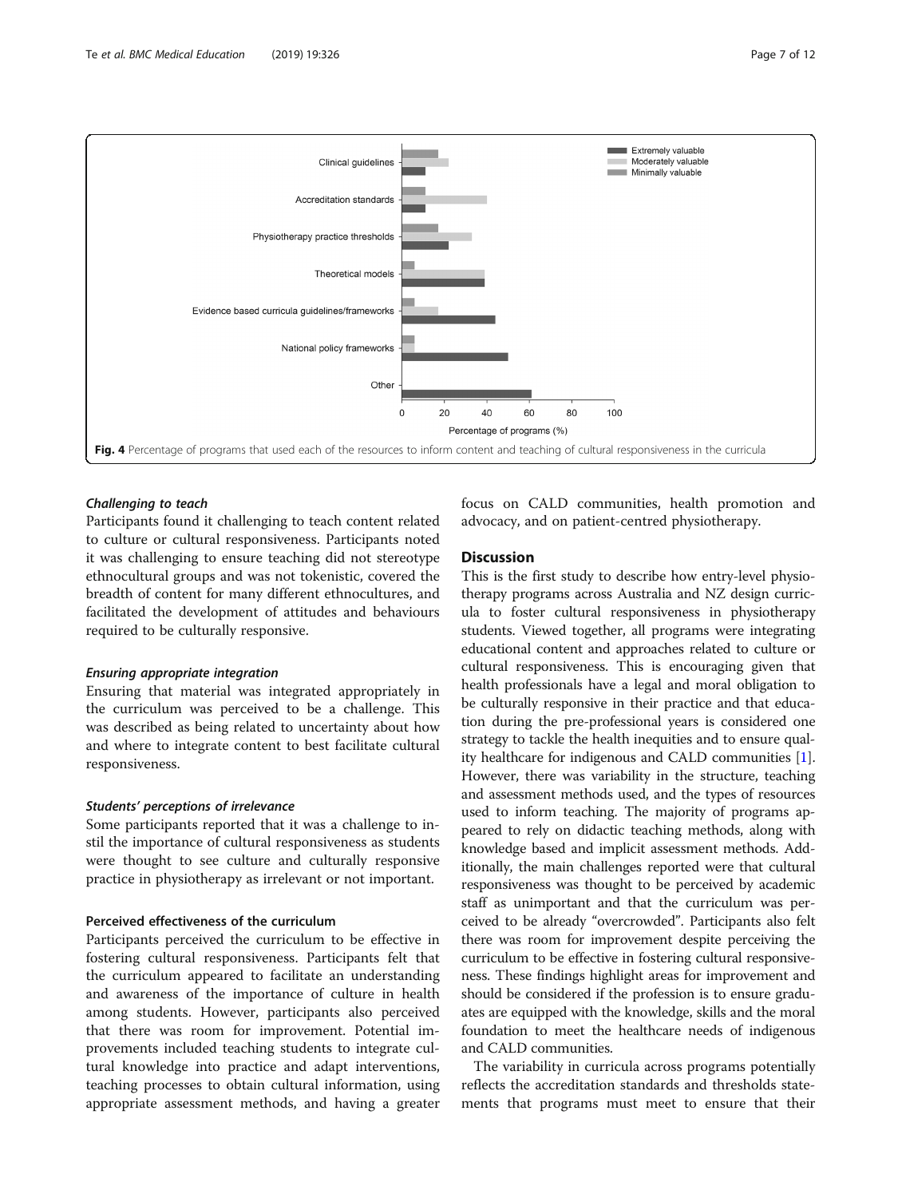Clinical guidelines

Accreditation standards

Physiotherapy practice thresholds

Theoretical models

Evidence based curricula guidelines/frameworks

National policy frameworks

Other

0 20 40 60 80 100

Percentage of programs (%)

Extremely valuable

Moderately valuable

Minimally valuable

**Fig. 4** Percentage of programs that used each of the resources to inform content and teaching of cultural responsiveness in the curricula

#### *Challenging to teach*

Participants found it challenging to teach content related to culture or cultural responsiveness. Participants noted it was challenging to ensure teaching did not stereotype ethnocultural groups and was not tokenistic, covered the breadth of content for many different ethnocultures, and facilitated the development of attitudes and behaviours required to be culturally responsive.

#### *Ensuring appropriate integration*

Ensuring that material was integrated appropriately in the curriculum was perceived to be a challenge. This was described as being related to uncertainty about how and where to integrate content to best facilitate cultural responsiveness.

#### *Students' perceptions of irrelevance*

Some participants reported that it was a challenge to instil the importance of cultural responsiveness as students were thought to see culture and culturally responsive practice in physiotherapy as irrelevant or not important.

### Perceived effectiveness of the curriculum

Participants perceived the curriculum to be effective in fostering cultural responsiveness. Participants felt that the curriculum appeared to facilitate an understanding and awareness of the importance of culture in health among students. However, participants also perceived that there was room for improvement. Potential improvements included teaching students to integrate cultural knowledge into practice and adapt interventions, teaching processes to obtain cultural information, using appropriate assessment methods, and having a greater focus on CALD communities, health promotion and advocacy, and on patient-centred physiotherapy.

## Discussion

This is the first study to describe how entry-level physiotherapy programs across Australia and NZ design curricula to foster cultural responsiveness in physiotherapy students. Viewed together, all programs were integrating educational content and approaches related to culture or cultural responsiveness. This is encouraging given that health professionals have a legal and moral obligation to be culturally responsive in their practice and that education during the pre-professional years is considered one strategy to tackle the health inequities and to ensure quality healthcare for indigenous and CALD communities [1]. However, there was variability in the structure, teaching and assessment methods used, and the types of resources used to inform teaching. The majority of programs appeared to rely on didactic teaching methods, along with knowledge based and implicit assessment methods. Additionally, the main challenges reported were that cultural responsiveness was thought to be perceived by academic staff as unimportant and that the curriculum was perceived to be already "overcrowded". Participants also felt there was room for improvement despite perceiving the curriculum to be effective in fostering cultural responsiveness. These findings highlight areas for improvement and should be considered if the profession is to ensure graduates are equipped with the knowledge, skills and the moral foundation to meet the healthcare needs of indigenous and CALD communities.

The variability in curricula across programs potentially reflects the accreditation standards and thresholds statements that programs must meet to ensure that their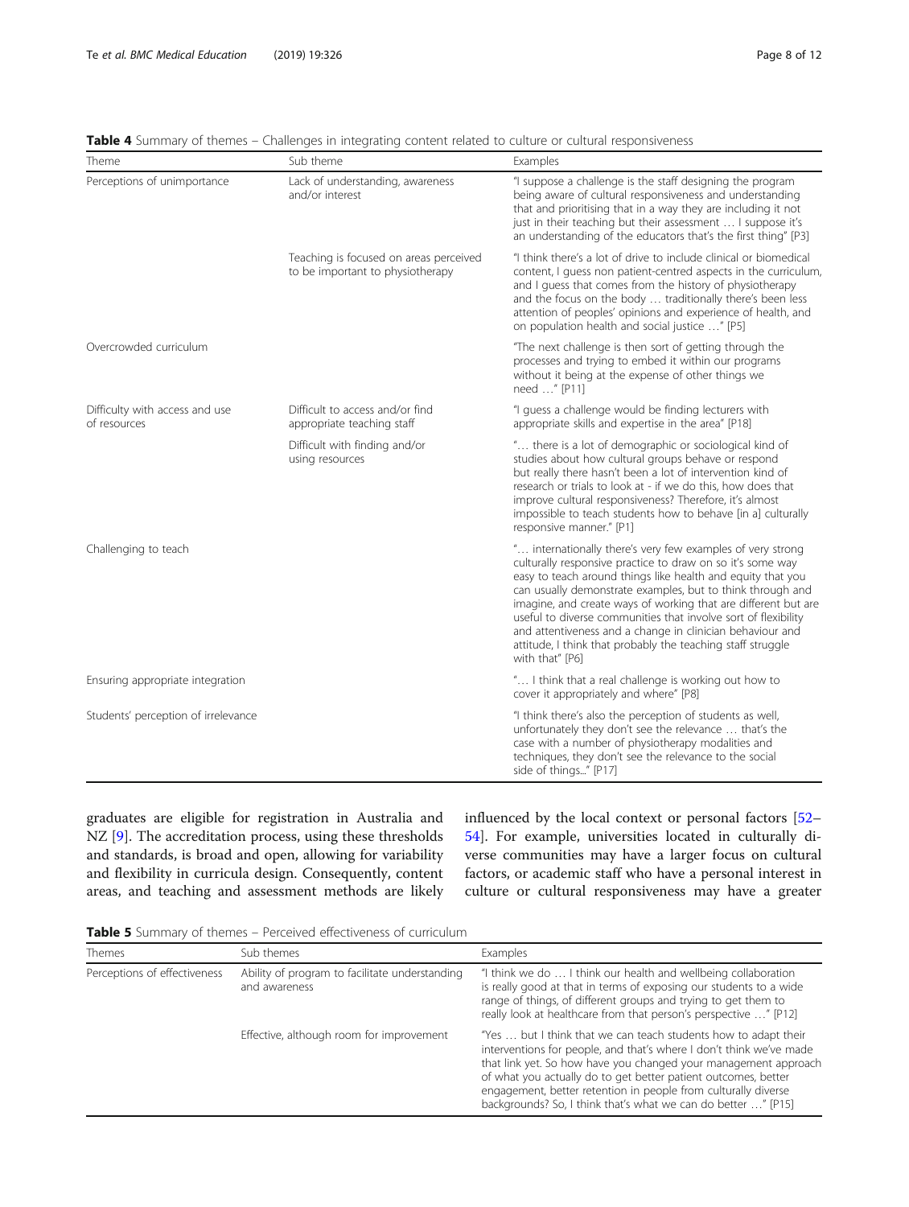**Table 4** Summary of themes – Challenges in integrating content related to culture or cultural responsiveness

| Theme | Sub theme | Examples |
| --- | --- | --- |
| Perceptions of unimportance | Lack of understanding, awareness and/or interest | "I suppose a challenge is the staff designing the program being aware of cultural responsiveness and understanding that and prioritising that in a way they are including it not just in their teaching but their assessment … I suppose it's an understanding of the educators that's the first thing" [P3] |
| | Teaching is focused on areas perceived to be important to physiotherapy | "I think there's a lot of drive to include clinical or biomedical content, I guess non patient-centred aspects in the curriculum, and I guess that comes from the history of physiotherapy and the focus on the body … traditionally there's been less attention of peoples' opinions and experience of health, and on population health and social justice …" [P5] |
| Overcrowded curriculum | | "The next challenge is then sort of getting through the processes and trying to embed it within our programs without it being at the expense of other things we need …" [P11] |
| Difficulty with access and use of resources | Difficult to access and/or find appropriate teaching staff | "I guess a challenge would be finding lecturers with appropriate skills and expertise in the area" [P18] |
| | Difficult with finding and/or using resources | "… there is a lot of demographic or sociological kind of studies about how cultural groups behave or respond but really there hasn't been a lot of intervention kind of research or trials to look at - if we do this, how does that improve cultural responsiveness? Therefore, it's almost impossible to teach students how to behave [in a] culturally responsive manner." [P1] |
| Challenging to teach | | "… internationally there's very few examples of very strong culturally responsive practice to draw on so it's some way easy to teach around things like health and equity that you can usually demonstrate examples, but to think through and imagine, and create ways of working that are different but are useful to diverse communities that involve sort of flexibility and attentiveness and a change in clinician behaviour and attitude, I think that probably the teaching staff struggle with that" [P6] |
| Ensuring appropriate integration | | "… I think that a real challenge is working out how to cover it appropriately and where" [P8] |
| Students' perception of irrelevance | | "I think there's also the perception of students as well, unfortunately they don't see the relevance … that's the case with a number of physiotherapy modalities and techniques, they don't see the relevance to the social side of things..." [P17] |

graduates are eligible for registration in Australia and NZ [9]. The accreditation process, using these thresholds and standards, is broad and open, allowing for variability and flexibility in curricula design. Consequently, content areas, and teaching and assessment methods are likely influenced by the local context or personal factors [52–54]. For example, universities located in culturally diverse communities may have a larger focus on cultural factors, or academic staff who have a personal interest in culture or cultural responsiveness may have a greater

**Table 5** Summary of themes – Perceived effectiveness of curriculum

| Themes | Sub themes | Examples |
| --- | --- | --- |
| Perceptions of effectiveness | Ability of program to facilitate understanding and awareness | "I think we do … I think our health and wellbeing collaboration is really good at that in terms of exposing our students to a wide range of things, of different groups and trying to get them to really look at healthcare from that person's perspective …" [P12] |
| | Effective, although room for improvement | "Yes … but I think that we can teach students how to adapt their interventions for people, and that's where I don't think we've made that link yet. So how have you changed your management approach of what you actually do to get better patient outcomes, better engagement, better retention in people from culturally diverse backgrounds? So, I think that's what we can do better …" [P15] |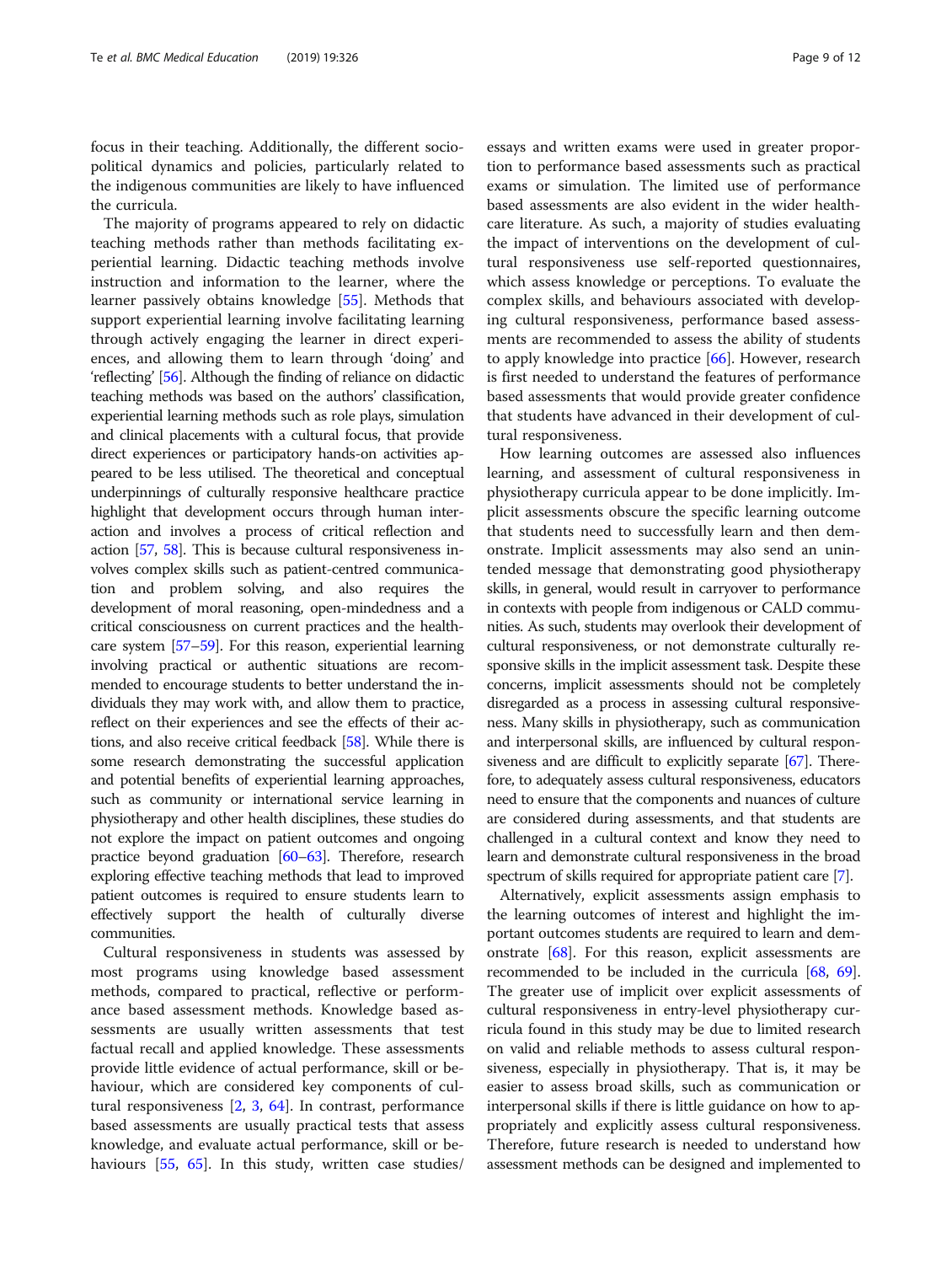focus in their teaching. Additionally, the different socio-political dynamics and policies, particularly related to the indigenous communities are likely to have influenced the curricula.

The majority of programs appeared to rely on didactic teaching methods rather than methods facilitating experiential learning. Didactic teaching methods involve instruction and information to the learner, where the learner passively obtains knowledge [55]. Methods that support experiential learning involve facilitating learning through actively engaging the learner in direct experiences, and allowing them to learn through 'doing' and 'reflecting' [56]. Although the finding of reliance on didactic teaching methods was based on the authors' classification, experiential learning methods such as role plays, simulation and clinical placements with a cultural focus, that provide direct experiences or participatory hands-on activities appeared to be less utilised. The theoretical and conceptual underpinnings of culturally responsive healthcare practice highlight that development occurs through human interaction and involves a process of critical reflection and action [57, 58]. This is because cultural responsiveness involves complex skills such as patient-centred communication and problem solving, and also requires the development of moral reasoning, open-mindedness and a critical consciousness on current practices and the healthcare system [57–59]. For this reason, experiential learning involving practical or authentic situations are recommended to encourage students to better understand the individuals they may work with, and allow them to practice, reflect on their experiences and see the effects of their actions, and also receive critical feedback [58]. While there is some research demonstrating the successful application and potential benefits of experiential learning approaches, such as community or international service learning in physiotherapy and other health disciplines, these studies do not explore the impact on patient outcomes and ongoing practice beyond graduation [60–63]. Therefore, research exploring effective teaching methods that lead to improved patient outcomes is required to ensure students learn to effectively support the health of culturally diverse communities.

Cultural responsiveness in students was assessed by most programs using knowledge based assessment methods, compared to practical, reflective or performance based assessment methods. Knowledge based assessments are usually written assessments that test factual recall and applied knowledge. These assessments provide little evidence of actual performance, skill or behaviour, which are considered key components of cultural responsiveness [2, 3, 64]. In contrast, performance based assessments are usually practical tests that assess knowledge, and evaluate actual performance, skill or behaviours [55, 65]. In this study, written case studies/essays and written exams were used in greater proportion to performance based assessments such as practical exams or simulation. The limited use of performance based assessments are also evident in the wider healthcare literature. As such, a majority of studies evaluating the impact of interventions on the development of cultural responsiveness use self-reported questionnaires, which assess knowledge or perceptions. To evaluate the complex skills, and behaviours associated with developing cultural responsiveness, performance based assessments are recommended to assess the ability of students to apply knowledge into practice [66]. However, research is first needed to understand the features of performance based assessments that would provide greater confidence that students have advanced in their development of cultural responsiveness.

How learning outcomes are assessed also influences learning, and assessment of cultural responsiveness in physiotherapy curricula appear to be done implicitly. Implicit assessments obscure the specific learning outcome that students need to successfully learn and then demonstrate. Implicit assessments may also send an unintended message that demonstrating good physiotherapy skills, in general, would result in carryover to performance in contexts with people from indigenous or CALD communities. As such, students may overlook their development of cultural responsiveness, or not demonstrate culturally responsive skills in the implicit assessment task. Despite these concerns, implicit assessments should not be completely disregarded as a process in assessing cultural responsiveness. Many skills in physiotherapy, such as communication and interpersonal skills, are influenced by cultural responsiveness and are difficult to explicitly separate [67]. Therefore, to adequately assess cultural responsiveness, educators need to ensure that the components and nuances of culture are considered during assessments, and that students are challenged in a cultural context and know they need to learn and demonstrate cultural responsiveness in the broad spectrum of skills required for appropriate patient care [7].

Alternatively, explicit assessments assign emphasis to the learning outcomes of interest and highlight the important outcomes students are required to learn and demonstrate [68]. For this reason, explicit assessments are recommended to be included in the curricula [68, 69]. The greater use of implicit over explicit assessments of cultural responsiveness in entry-level physiotherapy curricula found in this study may be due to limited research on valid and reliable methods to assess cultural responsiveness, especially in physiotherapy. That is, it may be easier to assess broad skills, such as communication or interpersonal skills if there is little guidance on how to appropriately and explicitly assess cultural responsiveness. Therefore, future research is needed to understand how assessment methods can be designed and implemented to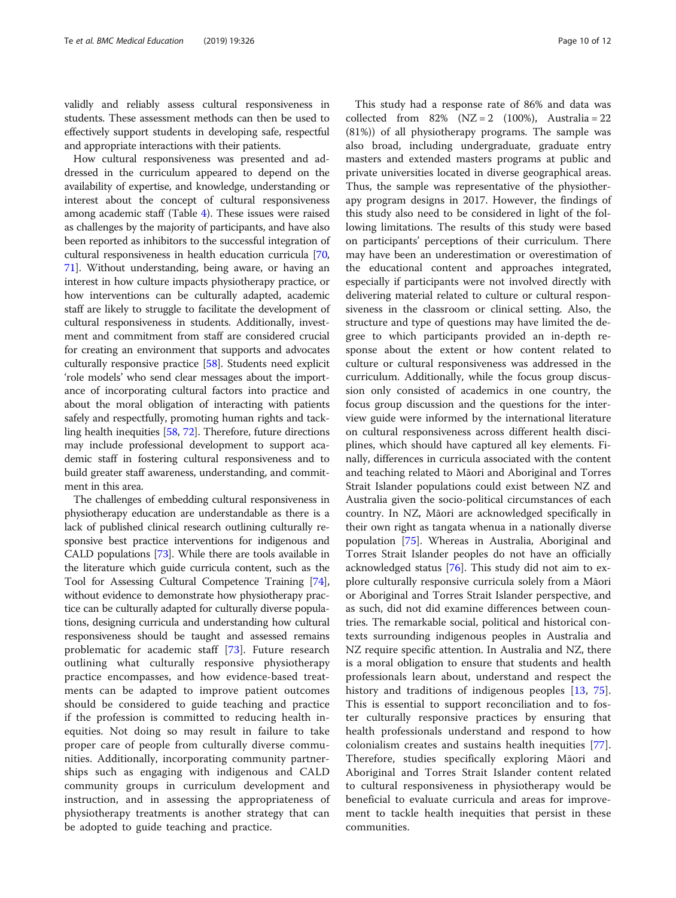validly and reliably assess cultural responsiveness in students. These assessment methods can then be used to effectively support students in developing safe, respectful and appropriate interactions with their patients.

How cultural responsiveness was presented and addressed in the curriculum appeared to depend on the availability of expertise, and knowledge, understanding or interest about the concept of cultural responsiveness among academic staff (Table 4). These issues were raised as challenges by the majority of participants, and have also been reported as inhibitors to the successful integration of cultural responsiveness in health education curricula [70, 71]. Without understanding, being aware, or having an interest in how culture impacts physiotherapy practice, or how interventions can be culturally adapted, academic staff are likely to struggle to facilitate the development of cultural responsiveness in students. Additionally, investment and commitment from staff are considered crucial for creating an environment that supports and advocates culturally responsive practice [58]. Students need explicit 'role models' who send clear messages about the importance of incorporating cultural factors into practice and about the moral obligation of interacting with patients safely and respectfully, promoting human rights and tackling health inequities [58, 72]. Therefore, future directions may include professional development to support academic staff in fostering cultural responsiveness and to build greater staff awareness, understanding, and commitment in this area.

The challenges of embedding cultural responsiveness in physiotherapy education are understandable as there is a lack of published clinical research outlining culturally responsive best practice interventions for indigenous and CALD populations [73]. While there are tools available in the literature which guide curricula content, such as the Tool for Assessing Cultural Competence Training [74], without evidence to demonstrate how physiotherapy practice can be culturally adapted for culturally diverse populations, designing curricula and understanding how cultural responsiveness should be taught and assessed remains problematic for academic staff [73]. Future research outlining what culturally responsive physiotherapy practice encompasses, and how evidence-based treatments can be adapted to improve patient outcomes should be considered to guide teaching and practice if the profession is committed to reducing health inequities. Not doing so may result in failure to take proper care of people from culturally diverse communities. Additionally, incorporating community partnerships such as engaging with indigenous and CALD community groups in curriculum development and instruction, and in assessing the appropriateness of physiotherapy treatments is another strategy that can be adopted to guide teaching and practice.

This study had a response rate of 86% and data was collected from 82% (NZ = 2 (100%), Australia = 22 (81%)) of all physiotherapy programs. The sample was also broad, including undergraduate, graduate entry masters and extended masters programs at public and private universities located in diverse geographical areas. Thus, the sample was representative of the physiotherapy program designs in 2017. However, the findings of this study also need to be considered in light of the following limitations. The results of this study were based on participants' perceptions of their curriculum. There may have been an underestimation or overestimation of the educational content and approaches integrated, especially if participants were not involved directly with delivering material related to culture or cultural responsiveness in the classroom or clinical setting. Also, the structure and type of questions may have limited the degree to which participants provided an in-depth response about the extent or how content related to culture or cultural responsiveness was addressed in the curriculum. Additionally, while the focus group discussion only consisted of academics in one country, the focus group discussion and the questions for the interview guide were informed by the international literature on cultural responsiveness across different health disciplines, which should have captured all key elements. Finally, differences in curricula associated with the content and teaching related to Māori and Aboriginal and Torres Strait Islander populations could exist between NZ and Australia given the socio-political circumstances of each country. In NZ, Māori are acknowledged specifically in their own right as tangata whenua in a nationally diverse population [75]. Whereas in Australia, Aboriginal and Torres Strait Islander peoples do not have an officially acknowledged status [76]. This study did not aim to explore culturally responsive curricula solely from a Māori or Aboriginal and Torres Strait Islander perspective, and as such, did not did examine differences between countries. The remarkable social, political and historical contexts surrounding indigenous peoples in Australia and NZ require specific attention. In Australia and NZ, there is a moral obligation to ensure that students and health professionals learn about, understand and respect the history and traditions of indigenous peoples [13, 75]. This is essential to support reconciliation and to foster culturally responsive practices by ensuring that health professionals understand and respond to how colonialism creates and sustains health inequities [77]. Therefore, studies specifically exploring Māori and Aboriginal and Torres Strait Islander content related to cultural responsiveness in physiotherapy would be beneficial to evaluate curricula and areas for improvement to tackle health inequities that persist in these communities.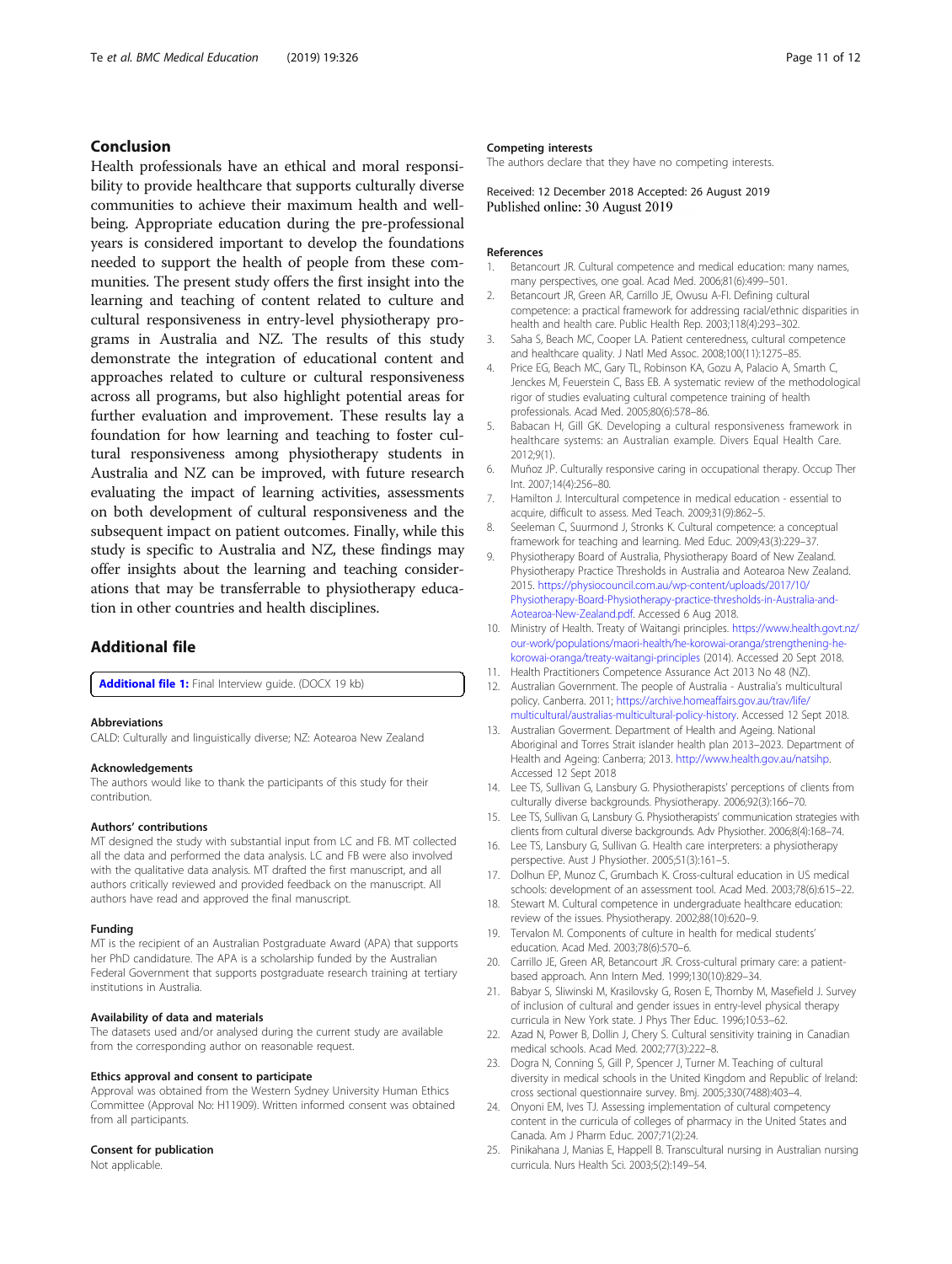## Conclusion

Health professionals have an ethical and moral responsibility to provide healthcare that supports culturally diverse communities to achieve their maximum health and wellbeing. Appropriate education during the pre-professional years is considered important to develop the foundations needed to support the health of people from these communities. The present study offers the first insight into the learning and teaching of content related to culture and cultural responsiveness in entry-level physiotherapy programs in Australia and NZ. The results of this study demonstrate the integration of educational content and approaches related to culture or cultural responsiveness across all programs, but also highlight potential areas for further evaluation and improvement. These results lay a foundation for how learning and teaching to foster cultural responsiveness among physiotherapy students in Australia and NZ can be improved, with future research evaluating the impact of learning activities, assessments on both development of cultural responsiveness and the subsequent impact on patient outcomes. Finally, while this study is specific to Australia and NZ, these findings may offer insights about the learning and teaching considerations that may be transferrable to physiotherapy education in other countries and health disciplines.

## Additional file

**Additional file 1:** Final Interview guide. (DOCX 19 kb)

#### Abbreviations
CALD: Culturally and linguistically diverse; NZ: Aotearoa New Zealand

#### Acknowledgements
The authors would like to thank the participants of this study for their contribution.

#### Authors' contributions
MT designed the study with substantial input from LC and FB. MT collected all the data and performed the data analysis. LC and FB were also involved with the qualitative data analysis. MT drafted the first manuscript, and all authors critically reviewed and provided feedback on the manuscript. All authors have read and approved the final manuscript.

#### Funding
MT is the recipient of an Australian Postgraduate Award (APA) that supports her PhD candidature. The APA is a scholarship funded by the Australian Federal Government that supports postgraduate research training at tertiary institutions in Australia.

#### Availability of data and materials
The datasets used and/or analysed during the current study are available from the corresponding author on reasonable request.

#### Ethics approval and consent to participate
Approval was obtained from the Western Sydney University Human Ethics Committee (Approval No: H11909). Written informed consent was obtained from all participants.

#### Consent for publication
Not applicable.

#### Competing interests
The authors declare that they have no competing interests.

Received: 12 December 2018 Accepted: 26 August 2019
Published online: 30 August 2019

#### References
1. Betancourt JR. Cultural competence and medical education: many names, many perspectives, one goal. Acad Med. 2006;81(6):499–501.
2. Betancourt JR, Green AR, Carrillo JE, Owusu A-FI. Defining cultural competence: a practical framework for addressing racial/ethnic disparities in health and health care. Public Health Rep. 2003;118(4):293–302.
3. Saha S, Beach MC, Cooper LA. Patient centeredness, cultural competence and healthcare quality. J Natl Med Assoc. 2008;100(11):1275–85.
4. Price EG, Beach MC, Gary TL, Robinson KA, Gozu A, Palacio A, Smarth C, Jenckes M, Feuerstein C, Bass EB. A systematic review of the methodological rigor of studies evaluating cultural competence training of health professionals. Acad Med. 2005;80(6):578–86.
5. Babacan H, Gill GK. Developing a cultural responsiveness framework in healthcare systems: an Australian example. Divers Equal Health Care. 2012;9(1).
6. Muñoz JP. Culturally responsive caring in occupational therapy. Occup Ther Int. 2007;14(4):256–80.
7. Hamilton J. Intercultural competence in medical education - essential to acquire, difficult to assess. Med Teach. 2009;31(9):862–5.
8. Seeleman C, Suurmond J, Stronks K. Cultural competence: a conceptual framework for teaching and learning. Med Educ. 2009;43(3):229–37.
9. Physiotherapy Board of Australia, Physiotherapy Board of New Zealand. Physiotherapy Practice Thresholds in Australia and Aotearoa New Zealand. 2015. https://physiocouncil.com.au/wp-content/uploads/2017/10/Physiotherapy-Board-Physiotherapy-practice-thresholds-in-Australia-and-Aotearoa-New-Zealand.pdf. Accessed 6 Aug 2018.
10. Ministry of Health. Treaty of Waitangi principles. https://www.health.govt.nz/our-work/populations/maori-health/he-korowai-oranga/strengthening-he-korowai-oranga/treaty-waitangi-principles (2014). Accessed 20 Sept 2018.
11. Health Practitioners Competence Assurance Act 2013 No 48 (NZ).
12. Australian Government. The people of Australia - Australia's multicultural policy. Canberra. 2011; https://archive.homeaffairs.gov.au/trav/life/multicultural/australias-multicultural-policy-history. Accessed 12 Sept 2018.
13. Australian Goverment. Department of Health and Ageing. National Aboriginal and Torres Strait islander health plan 2013–2023. Department of Health and Ageing: Canberra; 2013. http://www.health.gov.au/natsihp. Accessed 12 Sept 2018
14. Lee TS, Sullivan G, Lansbury G. Physiotherapists' perceptions of clients from culturally diverse backgrounds. Physiotherapy. 2006;92(3):166–70.
15. Lee TS, Sullivan G, Lansbury G. Physiotherapists' communication strategies with clients from cultural diverse backgrounds. Adv Physiother. 2006;8(4):168–74.
16. Lee TS, Lansbury G, Sullivan G. Health care interpreters: a physiotherapy perspective. Aust J Physiother. 2005;51(3):161–5.
17. Dolhun EP, Munoz C, Grumbach K. Cross-cultural education in US medical schools: development of an assessment tool. Acad Med. 2003;78(6):615–22.
18. Stewart M. Cultural competence in undergraduate healthcare education: review of the issues. Physiotherapy. 2002;88(10):620–9.
19. Tervalon M. Components of culture in health for medical students' education. Acad Med. 2003;78(6):570–6.
20. Carrillo JE, Green AR, Betancourt JR. Cross-cultural primary care: a patient-based approach. Ann Intern Med. 1999;130(10):829–34.
21. Babyar S, Sliwinski M, Krasilovsky G, Rosen E, Thornby M, Masefield J. Survey of inclusion of cultural and gender issues in entry-level physical therapy curricula in New York state. J Phys Ther Educ. 1996;10:53–62.
22. Azad N, Power B, Dollin J, Chery S. Cultural sensitivity training in Canadian medical schools. Acad Med. 2002;77(3):222–8.
23. Dogra N, Conning S, Gill P, Spencer J, Turner M. Teaching of cultural diversity in medical schools in the United Kingdom and Republic of Ireland: cross sectional questionnaire survey. Bmj. 2005;330(7488):403–4.
24. Onyoni EM, Ives TJ. Assessing implementation of cultural competency content in the curricula of colleges of pharmacy in the United States and Canada. Am J Pharm Educ. 2007;71(2):24.
25. Pinikahana J, Manias E, Happell B. Transcultural nursing in Australian nursing curricula. Nurs Health Sci. 2003;5(2):149–54.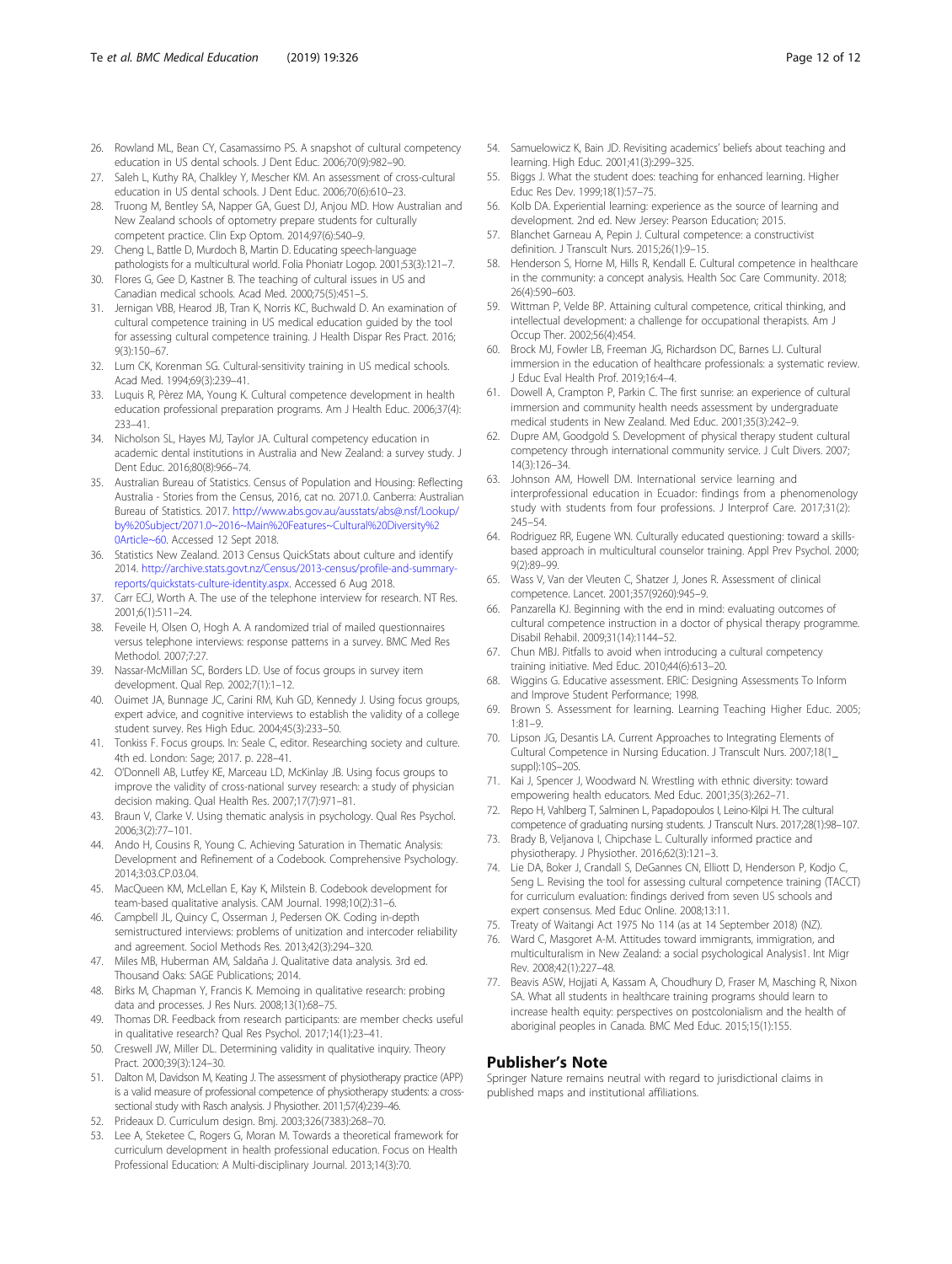26. Rowland ML, Bean CY, Casamassimo PS. A snapshot of cultural competency education in US dental schools. J Dent Educ. 2006;70(9):982–90.
27. Saleh L, Kuthy RA, Chalkley Y, Mescher KM. An assessment of cross-cultural education in US dental schools. J Dent Educ. 2006;70(6):610–23.
28. Truong M, Bentley SA, Napper GA, Guest DJ, Anjou MD. How Australian and New Zealand schools of optometry prepare students for culturally competent practice. Clin Exp Optom. 2014;97(6):540–9.
29. Cheng L, Battle D, Murdoch B, Martin D. Educating speech-language pathologists for a multicultural world. Folia Phoniatr Logop. 2001;53(3):121–7.
30. Flores G, Gee D, Kastner B. The teaching of cultural issues in US and Canadian medical schools. Acad Med. 2000;75(5):451–5.
31. Jernigan VBB, Hearod JB, Tran K, Norris KC, Buchwald D. An examination of cultural competence training in US medical education guided by the tool for assessing cultural competence training. J Health Dispar Res Pract. 2016; 9(3):150–67.
32. Lum CK, Korenman SG. Cultural-sensitivity training in US medical schools. Acad Med. 1994;69(3):239–41.
33. Luquis R, Pèrez MA, Young K. Cultural competence development in health education professional preparation programs. Am J Health Educ. 2006;37(4): 233–41.
34. Nicholson SL, Hayes MJ, Taylor JA. Cultural competency education in academic dental institutions in Australia and New Zealand: a survey study. J Dent Educ. 2016;80(8):966–74.
35. Australian Bureau of Statistics. Census of Population and Housing: Reflecting Australia - Stories from the Census, 2016, cat no. 2071.0. Canberra: Australian Bureau of Statistics. 2017. http://www.abs.gov.au/ausstats/abs@.nsf/Lookup/by%20Subject/2071.0~2016~Main%20Features~Cultural%20Diversity%20Article~60. Accessed 12 Sept 2018.
36. Statistics New Zealand. 2013 Census QuickStats about culture and identify 2014. http://archive.stats.govt.nz/Census/2013-census/profile-and-summary-reports/quickstats-culture-identity.aspx. Accessed 6 Aug 2018.
37. Carr ECJ, Worth A. The use of the telephone interview for research. NT Res. 2001;6(1):511–24.
38. Feveile H, Olsen O, Hogh A. A randomized trial of mailed questionnaires versus telephone interviews: response patterns in a survey. BMC Med Res Methodol. 2007;7:27.
39. Nassar-McMillan SC, Borders LD. Use of focus groups in survey item development. Qual Rep. 2002;7(1):1–12.
40. Ouimet JA, Bunnage JC, Carini RM, Kuh GD, Kennedy J. Using focus groups, expert advice, and cognitive interviews to establish the validity of a college student survey. Res High Educ. 2004;45(3):233–50.
41. Tonkiss F. Focus groups. In: Seale C, editor. Researching society and culture. 4th ed. London: Sage; 2017. p. 228–41.
42. O'Donnell AB, Lutfey KE, Marceau LD, McKinlay JB. Using focus groups to improve the validity of cross-national survey research: a study of physician decision making. Qual Health Res. 2007;17(7):971–81.
43. Braun V, Clarke V. Using thematic analysis in psychology. Qual Res Psychol. 2006;3(2):77–101.
44. Ando H, Cousins R, Young C. Achieving Saturation in Thematic Analysis: Development and Refinement of a Codebook. Comprehensive Psychology. 2014;3:03.CP.03.04.
45. MacQueen KM, McLellan E, Kay K, Milstein B. Codebook development for team-based qualitative analysis. CAM Journal. 1998;10(2):31–6.
46. Campbell JL, Quincy C, Osserman J, Pedersen OK. Coding in-depth semistructured interviews: problems of unitization and intercoder reliability and agreement. Sociol Methods Res. 2013;42(3):294–320.
47. Miles MB, Huberman AM, Saldaña J. Qualitative data analysis. 3rd ed. Thousand Oaks: SAGE Publications; 2014.
48. Birks M, Chapman Y, Francis K. Memoing in qualitative research: probing data and processes. J Res Nurs. 2008;13(1):68–75.
49. Thomas DR. Feedback from research participants: are member checks useful in qualitative research? Qual Res Psychol. 2017;14(1):23–41.
50. Creswell JW, Miller DL. Determining validity in qualitative inquiry. Theory Pract. 2000;39(3):124–30.
51. Dalton M, Davidson M, Keating J. The assessment of physiotherapy practice (APP) is a valid measure of professional competence of physiotherapy students: a cross-sectional study with Rasch analysis. J Physiother. 2011;57(4):239–46.
52. Prideaux D. Curriculum design. Bmj. 2003;326(7383):268–70.
53. Lee A, Steketee C, Rogers G, Moran M. Towards a theoretical framework for curriculum development in health professional education. Focus on Health Professional Education: A Multi-disciplinary Journal. 2013;14(3):70.
54. Samuelowicz K, Bain JD. Revisiting academics' beliefs about teaching and learning. High Educ. 2001;41(3):299–325.
55. Biggs J. What the student does: teaching for enhanced learning. Higher Educ Res Dev. 1999;18(1):57–75.
56. Kolb DA. Experiential learning: experience as the source of learning and development. 2nd ed. New Jersey: Pearson Education; 2015.
57. Blanchet Garneau A, Pepin J. Cultural competence: a constructivist definition. J Transcult Nurs. 2015;26(1):9–15.
58. Henderson S, Horne M, Hills R, Kendall E. Cultural competence in healthcare in the community: a concept analysis. Health Soc Care Community. 2018; 26(4):590–603.
59. Wittman P, Velde BP. Attaining cultural competence, critical thinking, and intellectual development: a challenge for occupational therapists. Am J Occup Ther. 2002;56(4):454.
60. Brock MJ, Fowler LB, Freeman JG, Richardson DC, Barnes LJ. Cultural immersion in the education of healthcare professionals: a systematic review. J Educ Eval Health Prof. 2019;16:4–4.
61. Dowell A, Crampton P, Parkin C. The first sunrise: an experience of cultural immersion and community health needs assessment by undergraduate medical students in New Zealand. Med Educ. 2001;35(3):242–9.
62. Dupre AM, Goodgold S. Development of physical therapy student cultural competency through international community service. J Cult Divers. 2007; 14(3):126–34.
63. Johnson AM, Howell DM. International service learning and interprofessional education in Ecuador: findings from a phenomenology study with students from four professions. J Interprof Care. 2017;31(2): 245–54.
64. Rodriguez RR, Eugene WN. Culturally educated questioning: toward a skills-based approach in multicultural counselor training. Appl Prev Psychol. 2000; 9(2):89–99.
65. Wass V, Van der Vleuten C, Shatzer J, Jones R. Assessment of clinical competence. Lancet. 2001;357(9260):945–9.
66. Panzarella KJ. Beginning with the end in mind: evaluating outcomes of cultural competence instruction in a doctor of physical therapy programme. Disabil Rehabil. 2009;31(14):1144–52.
67. Chun MBJ. Pitfalls to avoid when introducing a cultural competency training initiative. Med Educ. 2010;44(6):613–20.
68. Wiggins G. Educative assessment. ERIC: Designing Assessments To Inform and Improve Student Performance; 1998.
69. Brown S. Assessment for learning. Learning Teaching Higher Educ. 2005; 1:81–9.
70. Lipson JG, Desantis LA. Current Approaches to Integrating Elements of Cultural Competence in Nursing Education. J Transcult Nurs. 2007;18(1_suppl):10S–20S.
71. Kai J, Spencer J, Woodward N. Wrestling with ethnic diversity: toward empowering health educators. Med Educ. 2001;35(3):262–71.
72. Repo H, Vahlberg T, Salminen L, Papadopoulos I, Leino-Kilpi H. The cultural competence of graduating nursing students. J Transcult Nurs. 2017;28(1):98–107.
73. Brady B, Veljanova I, Chipchase L. Culturally informed practice and physiotherapy. J Physiother. 2016;62(3):121–3.
74. Lie DA, Boker J, Crandall S, DeGannes CN, Elliott D, Henderson P, Kodjo C, Seng L. Revising the tool for assessing cultural competence training (TACCT) for curriculum evaluation: findings derived from seven US schools and expert consensus. Med Educ Online. 2008;13:11.
75. Treaty of Waitangi Act 1975 No 114 (as at 14 September 2018) (NZ).
76. Ward C, Masgoret A-M. Attitudes toward immigrants, immigration, and multiculturalism in New Zealand: a social psychological Analysis1. Int Migr Rev. 2008;42(1):227–48.
77. Beavis ASW, Hojjati A, Kassam A, Choudhury D, Fraser M, Masching R, Nixon SA. What all students in healthcare training programs should learn to increase health equity: perspectives on postcolonialism and the health of aboriginal peoples in Canada. BMC Med Educ. 2015;15(1):155.

## Publisher's Note

Springer Nature remains neutral with regard to jurisdictional claims in published maps and institutional affiliations.